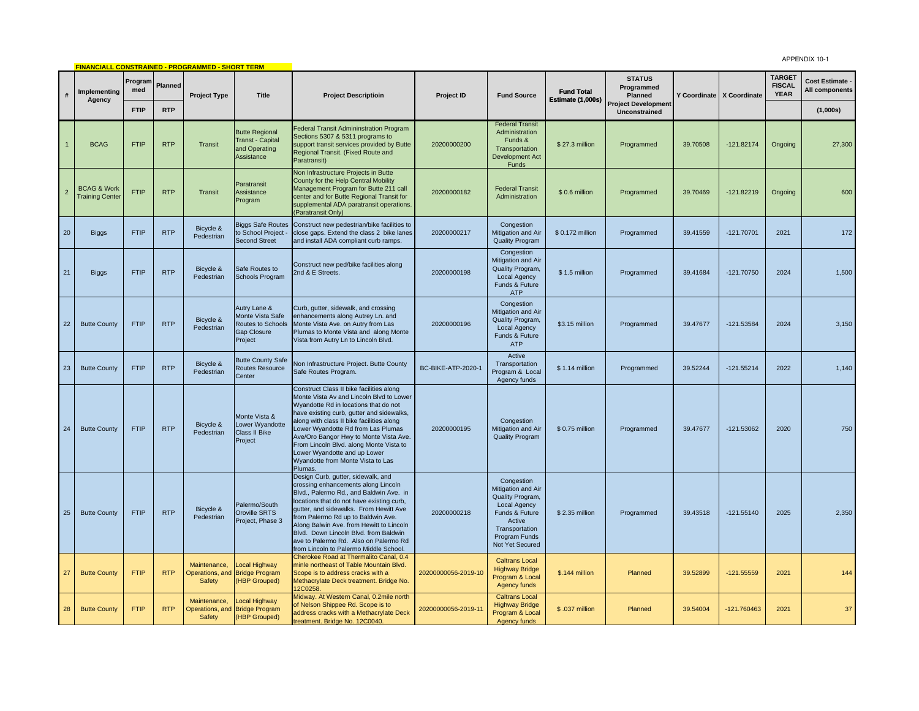APPENDIX 10-1

**FINANCIALL CONSTRAINED - PROGRAMMED - SHORT TERM**

| # | Implementing Agency | Programmed | Planned | Project Type | Title | Project Descriptioin | Project ID | Fund Source | Fund Total Estimate (1,000s) | STATUS Programmed Planned Project Development Unconstrained | Y Coordinate | X Coordinate | TARGET FISCAL YEAR | Cost Estimate - All components |
|---|---|---|---|---|---|---|---|---|---|---|---|---|---|---|
| | | FTIP | RTP | | | | | | | | | | | (1,000s) |
| 1 | BCAG | FTIP | RTP | Transit | Butte Regional Transt - Capital and Operating Assistance | Federal Transit Admininstration Program Sections 5307 & 5311 programs to support transit services provided by Butte Regional Transit. (Fixed Route and Paratransit) | 20200000200 | Federal Transit Administration Funds & Transportation Development Act Funds | $ 27.3 million | Programmed | 39.70508 | -121.82174 | Ongoing | 27,300 |
| 2 | BCAG & Work Training Center | FTIP | RTP | Transit | Paratransit Assistance Program | Non Infrastructure Projects in Butte County for the Help Central Mobility Management Program for Butte 211 call center and for Butte Regional Transit for supplemental ADA paratransit operations. (Paratransit Only) | 20200000182 | Federal Transit Administration | $ 0.6 million | Programmed | 39.70469 | -121.82219 | Ongoing | 600 |
| 20 | Biggs | FTIP | RTP | Bicycle & Pedestrian | Biggs Safe Routes to School Project - Second Street | Construct new pedestrian/bike facilities to close gaps. Extend the class 2 bike lanes and install ADA compliant curb ramps. | 20200000217 | Congestion Mitigation and Air Quality Program | $ 0.172 million | Programmed | 39.41559 | -121.70701 | 2021 | 172 |
| 21 | Biggs | FTIP | RTP | Bicycle & Pedestrian | Safe Routes to Schools Program | Construct new ped/bike facilities along 2nd & E Streets. | 20200000198 | Congestion Mitigation and Air Quality Program, Local Agency Funds & Future ATP | $ 1.5 million | Programmed | 39.41684 | -121.70750 | 2024 | 1,500 |
| 22 | Butte County | FTIP | RTP | Bicycle & Pedestrian | Autry Lane & Monte Vista Safe Routes to Schools Gap Closure Project | Curb, gutter, sidewalk, and crossing enhancements along Autrey Ln. and Monte Vista Ave. on Autry from Las Plumas to Monte Vista and along Monte Vista from Autry Ln to Lincoln Blvd. | 20200000196 | Congestion Mitigation and Air Quality Program, Local Agency Funds & Future ATP | $3.15 million | Programmed | 39.47677 | -121.53584 | 2024 | 3,150 |
| 23 | Butte County | FTIP | RTP | Bicycle & Pedestrian | Butte County Safe Routes Resource Center | Non Infrastructure Project. Butte County Safe Routes Program. | BC-BIKE-ATP-2020-1 | Active Transportation Program & Local Agency funds | $ 1.14 million | Programmed | 39.52244 | -121.55214 | 2022 | 1,140 |
| 24 | Butte County | FTIP | RTP | Bicycle & Pedestrian | Monte Vista & Lower Wyandotte Class II Bike Project | Construct Class II bike facilities along Monte Vista Av and Lincoln Blvd to Lower Wyandotte Rd in locations that do not have existing curb, gutter and sidewalks, along with class II bike facilities along Lower Wyandotte Rd from Las Plumas Ave/Oro Bangor Hwy to Monte Vista Ave. From Lincoln Blvd. along Monte Vista to Lower Wyandotte and up Lower Wyandotte from Monte Vista to Las Plumas. | 20200000195 | Congestion Mitigation and Air Quality Program | $ 0.75 million | Programmed | 39.47677 | -121.53062 | 2020 | 750 |
| 25 | Butte County | FTIP | RTP | Bicycle & Pedestrian | Palermo/South Oroville SRTS Project, Phase 3 | Design Curb, gutter, sidewalk, and crossing enhancements along Lincoln Blvd., Palermo Rd., and Baldwin Ave. in locations that do not have existing curb, gutter, and sidewalks. From Hewitt Ave from Palermo Rd up to Baldwin Ave. Along Balwin Ave. from Hewitt to Lincoln Blvd. Down Lincoln Blvd. from Baldwin ave to Palermo Rd. Also on Palermo Rd from Lincoln to Palermo Middle School. | 20200000218 | Congestion Mitigation and Air Quality Program, Local Agency Funds & Future Active Transportation Program Funds Not Yet Secured | $ 2.35 million | Programmed | 39.43518 | -121.55140 | 2025 | 2,350 |
| 27 | Butte County | FTIP | RTP | Maintenance, Operations, and Safety | Local Highway Bridge Program (HBP Grouped) | Cherokee Road at Thermalito Canal, 0.4 minle northeast of Table Mountain Blvd. Scope is to address cracks with a Methacrylate Deck treatment. Bridge No. 12C0258. | 20200000056-2019-10 | Caltrans Local Highway Bridge Program & Local Agency funds | $.144 million | Planned | 39.52899 | -121.55559 | 2021 | 144 |
| 28 | Butte County | FTIP | RTP | Maintenance, Operations, and Safety | Local Highway Bridge Program (HBP Grouped) | Midway. At Western Canal, 0.2mile north of Nelson Shippee Rd. Scope is to address cracks with a Methacrylate Deck treatment. Bridge No. 12C0040. | 20200000056-2019-11 | Caltrans Local Highway Bridge Program & Local Agency funds | $ .037 million | Planned | 39.54004 | -121.760463 | 2021 | 37 |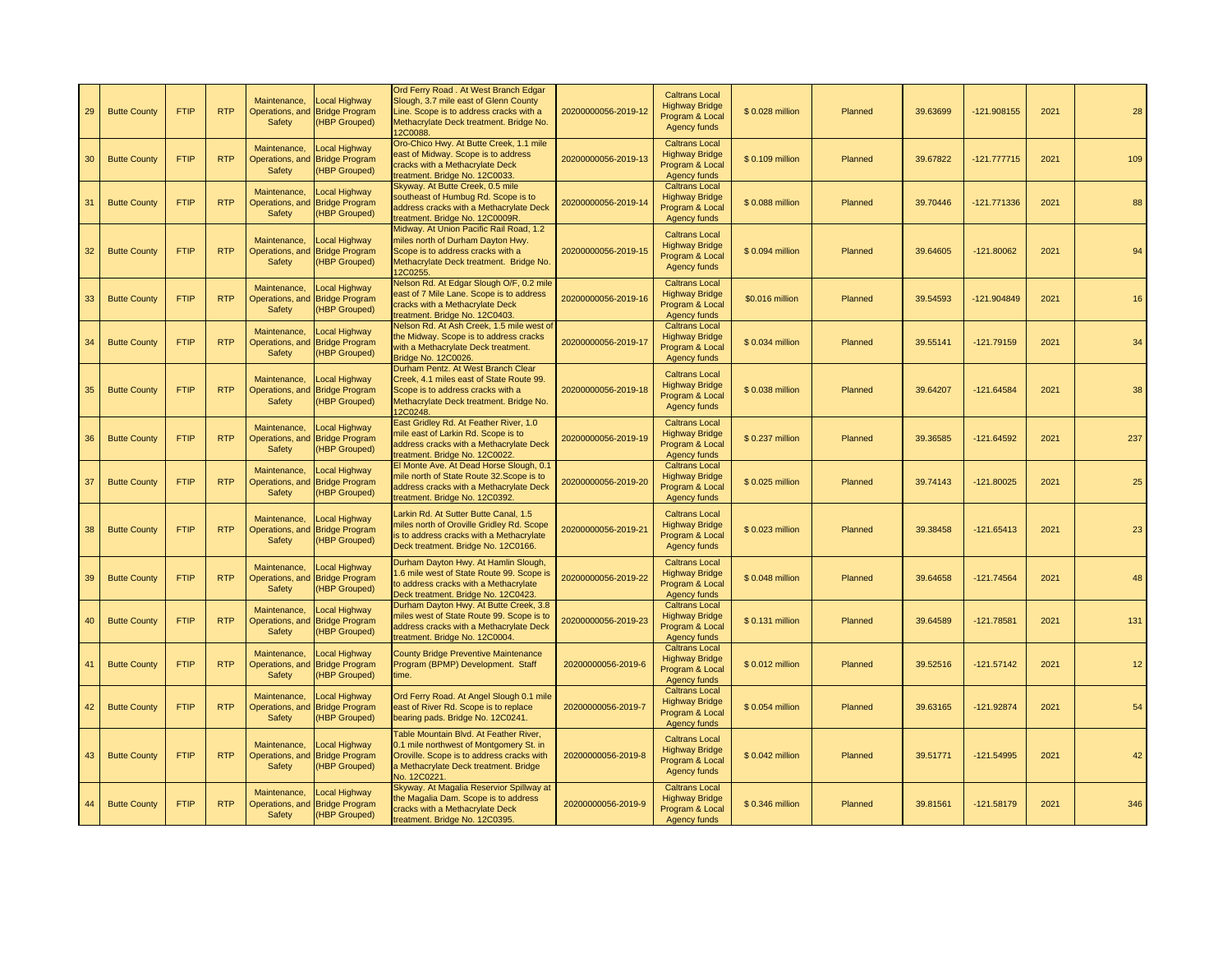| 29 | Butte County | FTIP | RTP | Maintenance, Operations, and Safety | Local Highway Bridge Program (HBP Grouped) | Ord Ferry Road . At West Branch Edgar Slough, 3.7 mile east of Glenn County Line. Scope is to address cracks with a Methacrylate Deck treatment. Bridge No. 12C0088. | 20200000056-2019-12 | Caltrans Local Highway Bridge Program & Local Agency funds | $ 0.028 million | Planned | 39.63699 | -121.908155 | 2021 | 28 |
|---|---|---|---|---|---|---|---|---|---|---|---|---|---|---|
| 30 | Butte County | FTIP | RTP | Maintenance, Operations, and Safety | Local Highway Bridge Program (HBP Grouped) | Oro-Chico Hwy. At Butte Creek, 1.1 mile east of Midway. Scope is to address cracks with a Methacrylate Deck treatment. Bridge No. 12C0033. | 20200000056-2019-13 | Caltrans Local Highway Bridge Program & Local Agency funds | $ 0.109 million | Planned | 39.67822 | -121.777715 | 2021 | 109 |
| 31 | Butte County | FTIP | RTP | Maintenance, Operations, and Safety | Local Highway Bridge Program (HBP Grouped) | Skyway. At Butte Creek, 0.5 mile southeast of Humbug Rd. Scope is to address cracks with a Methacrylate Deck treatment. Bridge No. 12C0009R. | 20200000056-2019-14 | Caltrans Local Highway Bridge Program & Local Agency funds | $ 0.088 million | Planned | 39.70446 | -121.771336 | 2021 | 88 |
| 32 | Butte County | FTIP | RTP | Maintenance, Operations, and Safety | Local Highway Bridge Program (HBP Grouped) | Midway. At Union Pacific Rail Road, 1.2 miles north of Durham Dayton Hwy. Scope is to address cracks with a Methacrylate Deck treatment. Bridge No. 12C0255. | 20200000056-2019-15 | Caltrans Local Highway Bridge Program & Local Agency funds | $ 0.094 million | Planned | 39.64605 | -121.80062 | 2021 | 94 |
| 33 | Butte County | FTIP | RTP | Maintenance, Operations, and Safety | Local Highway Bridge Program (HBP Grouped) | Nelson Rd. At Edgar Slough O/F, 0.2 mile east of 7 Mile Lane. Scope is to address cracks with a Methacrylate Deck treatment. Bridge No. 12C0403. | 20200000056-2019-16 | Caltrans Local Highway Bridge Program & Local Agency funds | $0.016 million | Planned | 39.54593 | -121.904849 | 2021 | 16 |
| 34 | Butte County | FTIP | RTP | Maintenance, Operations, and Safety | Local Highway Bridge Program (HBP Grouped) | Nelson Rd. At Ash Creek, 1.5 mile west of the Midway. Scope is to address cracks with a Methacrylate Deck treatment. Bridge No. 12C0026. | 20200000056-2019-17 | Caltrans Local Highway Bridge Program & Local Agency funds | $ 0.034 million | Planned | 39.55141 | -121.79159 | 2021 | 34 |
| 35 | Butte County | FTIP | RTP | Maintenance, Operations, and Safety | Local Highway Bridge Program (HBP Grouped) | Durham Pentz. At West Branch Clear Creek, 4.1 miles east of State Route 99. Scope is to address cracks with a Methacrylate Deck treatment. Bridge No. 12C0248. | 20200000056-2019-18 | Caltrans Local Highway Bridge Program & Local Agency funds | $ 0.038 million | Planned | 39.64207 | -121.64584 | 2021 | 38 |
| 36 | Butte County | FTIP | RTP | Maintenance, Operations, and Safety | Local Highway Bridge Program (HBP Grouped) | East Gridley Rd. At Feather River, 1.0 mile east of Larkin Rd. Scope is to address cracks with a Methacrylate Deck treatment. Bridge No. 12C0022. | 20200000056-2019-19 | Caltrans Local Highway Bridge Program & Local Agency funds | $ 0.237 million | Planned | 39.36585 | -121.64592 | 2021 | 237 |
| 37 | Butte County | FTIP | RTP | Maintenance, Operations, and Safety | Local Highway Bridge Program (HBP Grouped) | El Monte Ave. At Dead Horse Slough, 0.1 mile north of State Route 32.Scope is to address cracks with a Methacrylate Deck treatment. Bridge No. 12C0392. | 20200000056-2019-20 | Caltrans Local Highway Bridge Program & Local Agency funds | $ 0.025 million | Planned | 39.74143 | -121.80025 | 2021 | 25 |
| 38 | Butte County | FTIP | RTP | Maintenance, Operations, and Safety | Local Highway Bridge Program (HBP Grouped) | Larkin Rd. At Sutter Butte Canal, 1.5 miles north of Oroville Gridley Rd. Scope is to address cracks with a Methacrylate Deck treatment. Bridge No. 12C0166. | 20200000056-2019-21 | Caltrans Local Highway Bridge Program & Local Agency funds | $ 0.023 million | Planned | 39.38458 | -121.65413 | 2021 | 23 |
| 39 | Butte County | FTIP | RTP | Maintenance, Operations, and Safety | Local Highway Bridge Program (HBP Grouped) | Durham Dayton Hwy. At Hamlin Slough, 1.6 mile west of State Route 99. Scope is to address cracks with a Methacrylate Deck treatment. Bridge No. 12C0423. | 20200000056-2019-22 | Caltrans Local Highway Bridge Program & Local Agency funds | $ 0.048 million | Planned | 39.64658 | -121.74564 | 2021 | 48 |
| 40 | Butte County | FTIP | RTP | Maintenance, Operations, and Safety | Local Highway Bridge Program (HBP Grouped) | Durham Dayton Hwy. At Butte Creek, 3.8 miles west of State Route 99. Scope is to address cracks with a Methacrylate Deck treatment. Bridge No. 12C0004. | 20200000056-2019-23 | Caltrans Local Highway Bridge Program & Local Agency funds | $ 0.131 million | Planned | 39.64589 | -121.78581 | 2021 | 131 |
| 41 | Butte County | FTIP | RTP | Maintenance, Operations, and Safety | Local Highway Bridge Program (HBP Grouped) | County Bridge Preventive Maintenance Program (BPMP) Development. Staff time. | 20200000056-2019-6 | Caltrans Local Highway Bridge Program & Local Agency funds | $ 0.012 million | Planned | 39.52516 | -121.57142 | 2021 | 12 |
| 42 | Butte County | FTIP | RTP | Maintenance, Operations, and Safety | Local Highway Bridge Program (HBP Grouped) | Ord Ferry Road. At Angel Slough 0.1 mile east of River Rd. Scope is to replace bearing pads. Bridge No. 12C0241. | 20200000056-2019-7 | Caltrans Local Highway Bridge Program & Local Agency funds | $ 0.054 million | Planned | 39.63165 | -121.92874 | 2021 | 54 |
| 43 | Butte County | FTIP | RTP | Maintenance, Operations, and Safety | Local Highway Bridge Program (HBP Grouped) | Table Mountain Blvd. At Feather River, 0.1 mile northwest of Montgomery St. in Oroville. Scope is to address cracks with a Methacrylate Deck treatment. Bridge No. 12C0221. | 20200000056-2019-8 | Caltrans Local Highway Bridge Program & Local Agency funds | $ 0.042 million | Planned | 39.51771 | -121.54995 | 2021 | 42 |
| 44 | Butte County | FTIP | RTP | Maintenance, Operations, and Safety | Local Highway Bridge Program (HBP Grouped) | Skyway. At Magalia Reservior Spillway at the Magalia Dam. Scope is to address cracks with a Methacrylate Deck treatment. Bridge No. 12C0395. | 20200000056-2019-9 | Caltrans Local Highway Bridge Program & Local Agency funds | $ 0.346 million | Planned | 39.81561 | -121.58179 | 2021 | 346 |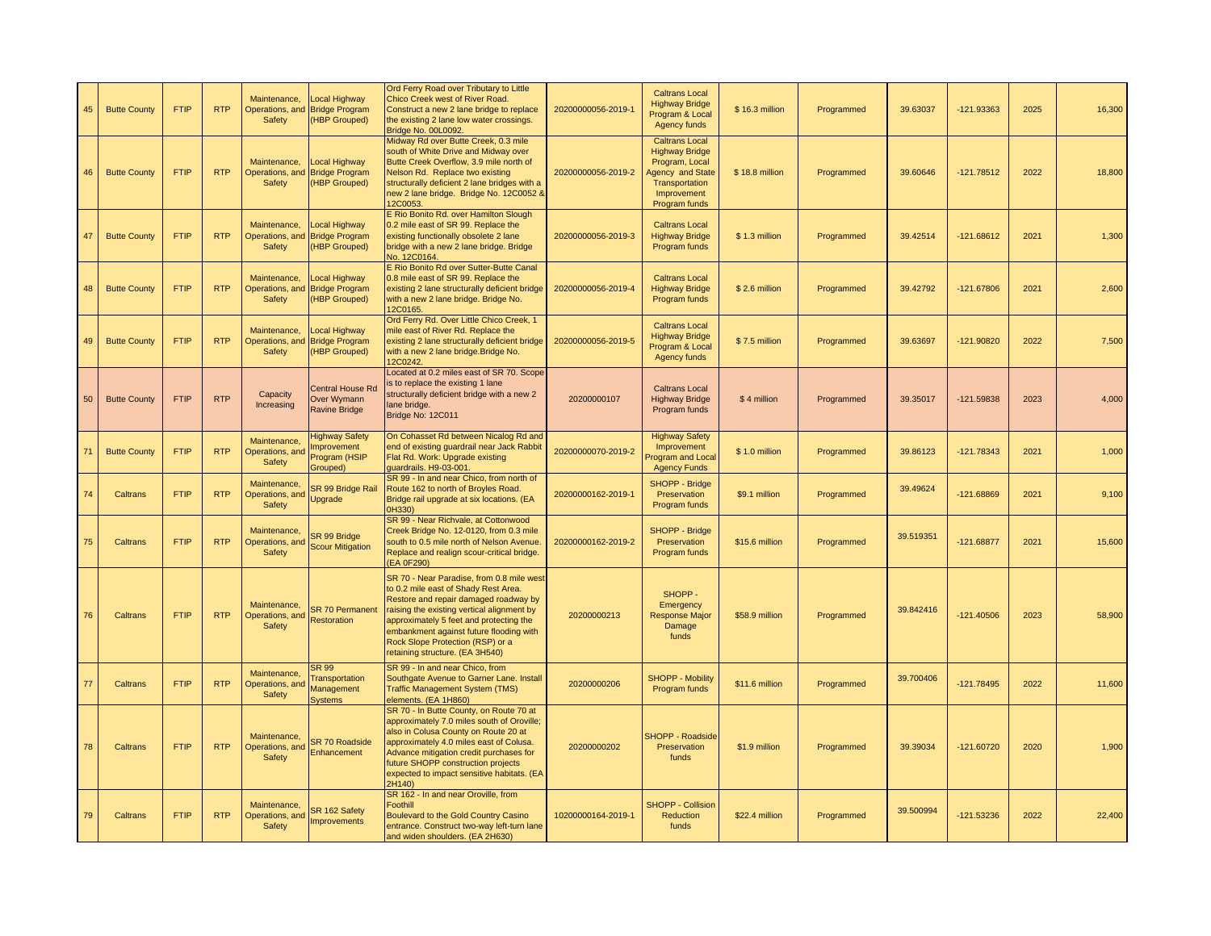| 45 | Butte County | FTIP | RTP | Maintenance, Operations, and Safety | Local Highway Bridge Program (HBP Grouped) | Ord Ferry Road over Tributary to Little Chico Creek west of River Road. Construct a new 2 lane bridge to replace the existing 2 lane low water crossings. Bridge No. 00L0092. | 20200000056-2019-1 | Caltrans Local Highway Bridge Program & Local Agency funds | $ 16.3 million | Programmed | 39.63037 | -121.93363 | 2025 | 16,300 |
|---|---|---|---|---|---|---|---|---|---|---|---|---|---|---|
| 46 | Butte County | FTIP | RTP | Maintenance, Operations, and Safety | Local Highway Bridge Program (HBP Grouped) | Midway Rd over Butte Creek, 0.3 mile south of White Drive and Midway over Butte Creek Overflow, 3.9 mile north of Nelson Rd. Replace two existing structurally deficient 2 lane bridges with a new 2 lane bridge. Bridge No. 12C0052 & 12C0053. | 20200000056-2019-2 | Caltrans Local Highway Bridge Program, Local Agency and State Transportation Improvement Program funds | $ 18.8 million | Programmed | 39.60646 | -121.78512 | 2022 | 18,800 |
| 47 | Butte County | FTIP | RTP | Maintenance, Operations, and Safety | Local Highway Bridge Program (HBP Grouped) | E Rio Bonito Rd. over Hamilton Slough 0.2 mile east of SR 99. Replace the existing functionally obsolete 2 lane bridge with a new 2 lane bridge. Bridge No. 12C0164. | 20200000056-2019-3 | Caltrans Local Highway Bridge Program funds | $ 1.3 million | Programmed | 39.42514 | -121.68612 | 2021 | 1,300 |
| 48 | Butte County | FTIP | RTP | Maintenance, Operations, and Safety | Local Highway Bridge Program (HBP Grouped) | E Rio Bonito Rd over Sutter-Butte Canal 0.8 mile east of SR 99. Replace the existing 2 lane structurally deficient bridge with a new 2 lane bridge. Bridge No. 12C0165. | 20200000056-2019-4 | Caltrans Local Highway Bridge Program funds | $ 2.6 million | Programmed | 39.42792 | -121.67806 | 2021 | 2,600 |
| 49 | Butte County | FTIP | RTP | Maintenance, Operations, and Safety | Local Highway Bridge Program (HBP Grouped) | Ord Ferry Rd. Over Little Chico Creek, 1 mile east of River Rd. Replace the existing 2 lane structurally deficient bridge with a new 2 lane bridge.Bridge No. 12C0242. | 20200000056-2019-5 | Caltrans Local Highway Bridge Program & Local Agency funds | $ 7.5 million | Programmed | 39.63697 | -121.90820 | 2022 | 7,500 |
| 50 | Butte County | FTIP | RTP | Capacity Increasing | Central House Rd Over Wymann Ravine Bridge | Located at 0.2 miles east of SR 70. Scope is to replace the existing 1 lane structurally deficient bridge with a new 2 lane bridge. Bridge No: 12C011 | 20200000107 | Caltrans Local Highway Bridge Program funds | $ 4 million | Programmed | 39.35017 | -121.59838 | 2023 | 4,000 |
| 71 | Butte County | FTIP | RTP | Maintenance, Operations, and Safety | Highway Safety Improvement Program (HSIP Grouped) | On Cohasset Rd between Nicalog Rd and end of existing guardrail near Jack Rabbit Flat Rd. Work: Upgrade existing guardrails. H9-03-001. | 20200000070-2019-2 | Highway Safety Improvement Program and Local Agency Funds | $ 1.0 million | Programmed | 39.86123 | -121.78343 | 2021 | 1,000 |
| 74 | Caltrans | FTIP | RTP | Maintenance, Operations, and Safety | SR 99 Bridge Rail Upgrade | SR 99 - In and near Chico, from north of Route 162 to north of Broyles Road. Bridge rail upgrade at six locations. (EA 0H330) | 20200000162-2019-1 | SHOPP - Bridge Preservation Program funds | $9.1 million | Programmed | 39.49624 | -121.68869 | 2021 | 9,100 |
| 75 | Caltrans | FTIP | RTP | Maintenance, Operations, and Safety | SR 99 Bridge Scour Mitigation | SR 99 - Near Richvale, at Cottonwood Creek Bridge No. 12-0120, from 0.3 mile south to 0.5 mile north of Nelson Avenue. Replace and realign scour-critical bridge. (EA 0F290) | 20200000162-2019-2 | SHOPP - Bridge Preservation Program funds | $15.6 million | Programmed | 39.519351 | -121.68877 | 2021 | 15,600 |
| 76 | Caltrans | FTIP | RTP | Maintenance, Operations, and Safety | SR 70 Permanent Restoration | SR 70 - Near Paradise, from 0.8 mile west to 0.2 mile east of Shady Rest Area. Restore and repair damaged roadway by raising the existing vertical alignment by approximately 5 feet and protecting the embankment against future flooding with Rock Slope Protection (RSP) or a retaining structure. (EA 3H540) | 20200000213 | SHOPP - Emergency Response Major Damage funds | $58.9 million | Programmed | 39.842416 | -121.40506 | 2023 | 58,900 |
| 77 | Caltrans | FTIP | RTP | Maintenance, Operations, and Safety | SR 99 Transportation Management Systems | SR 99 - In and near Chico, from Southgate Avenue to Garner Lane. Install Traffic Management System (TMS) elements. (EA 1H860) | 20200000206 | SHOPP - Mobility Program funds | $11.6 million | Programmed | 39.700406 | -121.78495 | 2022 | 11,600 |
| 78 | Caltrans | FTIP | RTP | Maintenance, Operations, and Safety | SR 70 Roadside Enhancement | SR 70 - In Butte County, on Route 70 at approximately 7.0 miles south of Oroville; also in Colusa County on Route 20 at approximately 4.0 miles east of Colusa. Advance mitigation credit purchases for future SHOPP construction projects expected to impact sensitive habitats. (EA 2H140) | 20200000202 | SHOPP - Roadside Preservation funds | $1.9 million | Programmed | 39.39034 | -121.60720 | 2020 | 1,900 |
| 79 | Caltrans | FTIP | RTP | Maintenance, Operations, and Safety | SR 162 Safety Improvements | SR 162 - In and near Oroville, from Foothill Boulevard to the Gold Country Casino entrance. Construct two-way left-turn lane and widen shoulders. (EA 2H630) | 10200000164-2019-1 | SHOPP - Collision Reduction funds | $22.4 million | Programmed | 39.500994 | -121.53236 | 2022 | 22,400 |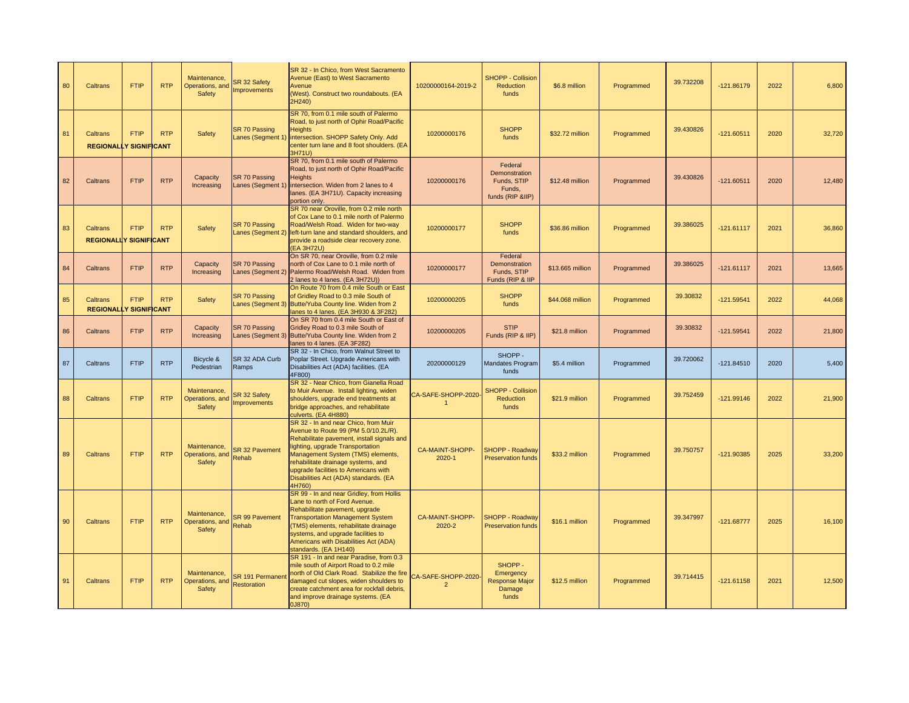| | | | | | | | | | | | | | | |
|---|---|---|---|---|---|---|---|---|---|---|---|---|---|---|
| 80 | Caltrans | FTIP | RTP | Maintenance, Operations, and Safety | SR 32 Safety Improvements | SR 32 - In Chico, from West Sacramento Avenue (East) to West Sacramento Avenue (West). Construct two roundabouts. (EA 2H240) | 10200000164-2019-2 | SHOPP - Collision Reduction funds | $6.8 million | Programmed | 39.732208 | -121.86179 | 2022 | 6,800 |
| 81 | Caltrans **REGIONALLY SIGNIFICANT** | FTIP | RTP | Safety | SR 70 Passing Lanes (Segment 1) | SR 70, from 0.1 mile south of Palermo Road, to just north of Ophir Road/Pacific Heights intersection. SHOPP Safety Only. Add center turn lane and 8 foot shoulders. (EA 3H71U) | 10200000176 | SHOPP funds | $32.72 million | Programmed | 39.430826 | -121.60511 | 2020 | 32,720 |
| 82 | Caltrans | FTIP | RTP | Capacity Increasing | SR 70 Passing Lanes (Segment 1) | SR 70, from 0.1 mile south of Palermo Road, to just north of Ophir Road/Pacific Heights intersection. Widen from 2 lanes to 4 lanes. (EA 3H71U). Capacity increasing portion only. | 10200000176 | Federal Demonstration Funds, STIP Funds, funds (RIP &IIP) | $12.48 million | Programmed | 39.430826 | -121.60511 | 2020 | 12,480 |
| 83 | Caltrans **REGIONALLY SIGNIFICANT** | FTIP | RTP | Safety | SR 70 Passing Lanes (Segment 2) | SR 70 near Oroville, from 0.2 mile north of Cox Lane to 0.1 mile north of Palermo Road/Welsh Road. Widen for two-way left-turn lane and standard shoulders, and provide a roadside clear recovery zone. (EA 3H72U) | 10200000177 | SHOPP funds | $36.86 million | Programmed | 39.386025 | -121.61117 | 2021 | 36,860 |
| 84 | Caltrans | FTIP | RTP | Capacity Increasing | SR 70 Passing Lanes (Segment 2) | On SR 70, near Oroville, from 0.2 mile north of Cox Lane to 0.1 mile north of Palermo Road/Welsh Road. Widen from 2 lanes to 4 lanes. (EA 3H72U)) | 10200000177 | Federal Demonstration Funds, STIP Funds (RIP & IIP | $13.665 million | Programmed | 39.386025 | -121.61117 | 2021 | 13,665 |
| 85 | Caltrans **REGIONALLY SIGNIFICANT** | FTIP | RTP | Safety | SR 70 Passing Lanes (Segment 3) | On Route 70 from 0.4 mile South or East of Gridley Road to 0.3 mile South of Butte/Yuba County line. Widen from 2 lanes to 4 lanes. (EA 3H930 & 3F282) | 10200000205 | SHOPP funds | $44.068 million | Programmed | 39.30832 | -121.59541 | 2022 | 44,068 |
| 86 | Caltrans | FTIP | RTP | Capacity Increasing | SR 70 Passing Lanes (Segment 3) | On SR 70 from 0.4 mile South or East of Gridley Road to 0.3 mile South of Butte/Yuba County line. Widen from 2 lanes to 4 lanes. (EA 3F282) | 10200000205 | STIP Funds (RIP & IIP) | $21.8 million | Programmed | 39.30832 | -121.59541 | 2022 | 21,800 |
| 87 | Caltrans | FTIP | RTP | Bicycle & Pedestrian | SR 32 ADA Curb Ramps | SR 32 - In Chico, from Walnut Street to Poplar Street. Upgrade Americans with Disabilities Act (ADA) facilities. (EA 4F800) | 20200000129 | SHOPP - Mandates Program funds | $5.4 million | Programmed | 39.720062 | -121.84510 | 2020 | 5,400 |
| 88 | Caltrans | FTIP | RTP | Maintenance, Operations, and Safety | SR 32 Safety Improvements | SR 32 - Near Chico, from Gianella Road to Muir Avenue. Install lighting, widen shoulders, upgrade end treatments at bridge approaches, and rehabilitate culverts. (EA 4H880) | CA-SAFE-SHOPP-2020-1 | SHOPP - Collision Reduction funds | $21.9 million | Programmed | 39.752459 | -121.99146 | 2022 | 21,900 |
| 89 | Caltrans | FTIP | RTP | Maintenance, Operations, and Safety | SR 32 Pavement Rehab | SR 32 - In and near Chico, from Muir Avenue to Route 99 (PM 5.0/10.2L/R). Rehabilitate pavement, install signals and lighting, upgrade Transportation Management System (TMS) elements, rehabilitate drainage systems, and upgrade facilities to Americans with Disabilities Act (ADA) standards. (EA 4H760) | CA-MAINT-SHOPP-2020-1 | SHOPP - Roadway Preservation funds | $33.2 million | Programmed | 39.750757 | -121.90385 | 2025 | 33,200 |
| 90 | Caltrans | FTIP | RTP | Maintenance, Operations, and Safety | SR 99 Pavement Rehab | SR 99 - In and near Gridley, from Hollis Lane to north of Ford Avenue. Rehabilitate pavement, upgrade Transportation Management System (TMS) elements, rehabilitate drainage systems, and upgrade facilities to Americans with Disabilities Act (ADA) standards. (EA 1H140) | CA-MAINT-SHOPP-2020-2 | SHOPP - Roadway Preservation funds | $16.1 million | Programmed | 39.347997 | -121.68777 | 2025 | 16,100 |
| 91 | Caltrans | FTIP | RTP | Maintenance, Operations, and Safety | SR 191 Permanent Restoration | SR 191 - In and near Paradise, from 0.3 mile south of Airport Road to 0.2 mile north of Old Clark Road. Stabilize the fire damaged cut slopes, widen shoulders to create catchment area for rockfall debris, and improve drainage systems. (EA 0J870) | CA-SAFE-SHOPP-2020-2 | SHOPP - Emergency Response Major Damage funds | $12.5 million | Programmed | 39.714415 | -121.61158 | 2021 | 12,500 |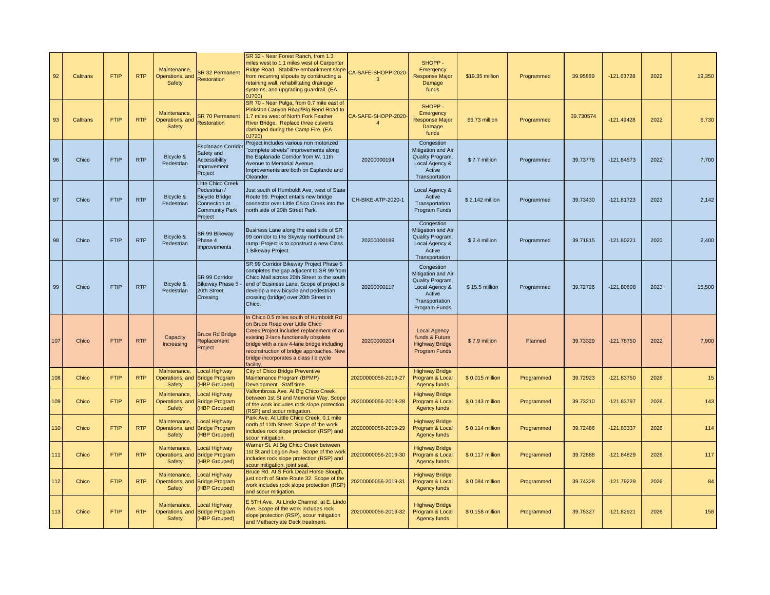| 92 | Caltrans | FTIP | RTP | Maintenance, Operations, and Safety | SR 32 Permanent Restoration | SR 32 - Near Forest Ranch, from 1.3 miles west to 1.1 miles west of Carpenter Ridge Road. Stabilize embankment slope from recurring slipouts by constructing a retaining wall, rehabilitating drainage systems, and upgrading guardrail. (EA 0J700) | CA-SAFE-SHOPP-2020-3 | SHOPP - Emergency Response Major Damage funds | $19.35 million | Programmed | 39.95889 | -121.63728 | 2022 | 19,350 |
|---|---|---|---|---|---|---|---|---|---|---|---|---|---|---|
| 93 | Caltrans | FTIP | RTP | Maintenance, Operations, and Safety | SR 70 Permanent Restoration | SR 70 - Near Pulga, from 0.7 mile east of Pinkston Canyon Road/Big Bend Road to 1.7 miles west of North Fork Feather River Bridge. Replace three culverts damaged during the Camp Fire. (EA 0J720) | CA-SAFE-SHOPP-2020-4 | SHOPP - Emergency Response Major Damage funds | $6.73 million | Programmed | 39.730574 | -121.49428 | 2022 | 6,730 |
| 96 | Chico | FTIP | RTP | Bicycle & Pedestrian | Esplanade Corridor Safety and Accessibility Improvement Project | Project includes various non motorized "complete streets" improvements along the Esplanade Corridor from W. 11th Avenue to Memorial Avenue. Improvements are both on Esplande and Oleander. | 20200000194 | Congestion Mitigation and Air Quality Program, Local Agency & Active Transportation | $ 7.7 million | Programmed | 39.73776 | -121.84573 | 2022 | 7,700 |
| 97 | Chico | FTIP | RTP | Bicycle & Pedestrian | Litte Chico Creek Pedestrian / Bicycle Bridge Connection at Community Park Project | Just south of Humboldt Ave, west of State Route 99. Project entails new bridge connector over Little Chico Creek into the north side of 20th Street Park. | CH-BIKE-ATP-2020-1 | Local Agency & Active Transportation Program Funds | $ 2.142 million | Programmed | 39.73430 | -121.81723 | 2023 | 2,142 |
| 98 | Chico | FTIP | RTP | Bicycle & Pedestrian | SR 99 Bikeway Phase 4 Improvements | Business Lane along the east side of SR 99 corridor to the Skyway northbound on-ramp. Project is to construct a new Class 1 Bikeway Project | 20200000189 | Congestion Mitigation and Air Quality Program, Local Agency & Active Transportation | $ 2.4 million | Programmed | 39.71815 | -121.80221 | 2020 | 2,400 |
| 99 | Chico | FTIP | RTP | Bicycle & Pedestrian | SR 99 Corridor Bikeway Phase 5 - 20th Street Crossing | SR 99 Corridor Bikeway Project Phase 5 completes the gap adjacent to SR 99 from Chico Mall across 20th Street to the south end of Business Lane. Scope of project is develop a new bicycle and pedestrian crossing (bridge) over 20th Street in Chico. | 20200000117 | Congestion Mitigation and Air Quality Program, Local Agency & Active Transportation Program Funds | $ 15.5 million | Programmed | 39.72726 | -121.80608 | 2023 | 15,500 |
| 107 | Chico | FTIP | RTP | Capacity Increasing | Bruce Rd Bridge Replacement Project | In Chico 0.5 miles south of Humboldt Rd on Bruce Road over Little Chico Creek.Project includes replacement of an existing 2-lane functionally obsolete bridge with a new 4-lane bridge including reconstruction of bridge approaches. New bridge incorporates a class I bicycle facility. | 20200000204 | Local Agency funds & Future Highway Bridge Program Funds | $ 7.9 million | Planned | 39.73329 | -121.78750 | 2022 | 7,900 |
| 108 | Chico | FTIP | RTP | Maintenance, Operations, and Safety | Local Highway Bridge Program (HBP Grouped) | City of Chico Bridge Preventive Maintenance Program (BPMP) Development. Staff time. | 20200000056-2019-27 | Highway Bridge Program & Local Agency funds | $ 0.015 million | Programmed | 39.72923 | -121.83750 | 2026 | 15 |
| 109 | Chico | FTIP | RTP | Maintenance, Operations, and Safety | Local Highway Bridge Program (HBP Grouped) | Vallombrosa Ave. At Big Chico Creek between 1st St and Memorial Way. Scope of the work includes rock slope protection (RSP) and scour mitigation. | 20200000056-2019-28 | Highway Bridge Program & Local Agency funds | $ 0.143 million | Programmed | 39.73210 | -121.83797 | 2026 | 143 |
| 110 | Chico | FTIP | RTP | Maintenance, Operations, and Safety | Local Highway Bridge Program (HBP Grouped) | Park Ave. At Little Chico Creek, 0.1 mile north of 11th Street. Scope of the work includes rock slope protection (RSP) and scour mitigation. | 20200000056-2019-29 | Highway Bridge Program & Local Agency funds | $ 0.114 million | Programmed | 39.72486 | -121.83337 | 2026 | 114 |
| 111 | Chico | FTIP | RTP | Maintenance, Operations, and Safety | Local Highway Bridge Program (HBP Grouped) | Warner St. At Big Chico Creek between 1st St and Legion Ave. Scope of the work includes rock slope protection (RSP) and scour mitigation, joint seal. | 20200000056-2019-30 | Highway Bridge Program & Local Agency funds | $ 0.117 million | Programmed | 39.72888 | -121.84829 | 2026 | 117 |
| 112 | Chico | FTIP | RTP | Maintenance, Operations, and Safety | Local Highway Bridge Program (HBP Grouped) | Bruce Rd. At S Fork Dead Horse Slough, just north of State Route 32. Scope of the work includes rock slope protection (RSP) and scour mitigation. | 20200000056-2019-31 | Highway Bridge Program & Local Agency funds | $ 0.084 million | Programmed | 39.74328 | -121.79229 | 2026 | 84 |
| 113 | Chico | FTIP | RTP | Maintenance, Operations, and Safety | Local Highway Bridge Program (HBP Grouped) | E 5TH Ave. At Lindo Channel, at E. Lindo Ave. Scope of the work includes rock slope protection (RSP), scour mitigation and Methacrylate Deck treatment. | 20200000056-2019-32 | Highway Bridge Program & Local Agency funds | $ 0.158 million | Programmed | 39.75327 | -121.82921 | 2026 | 158 |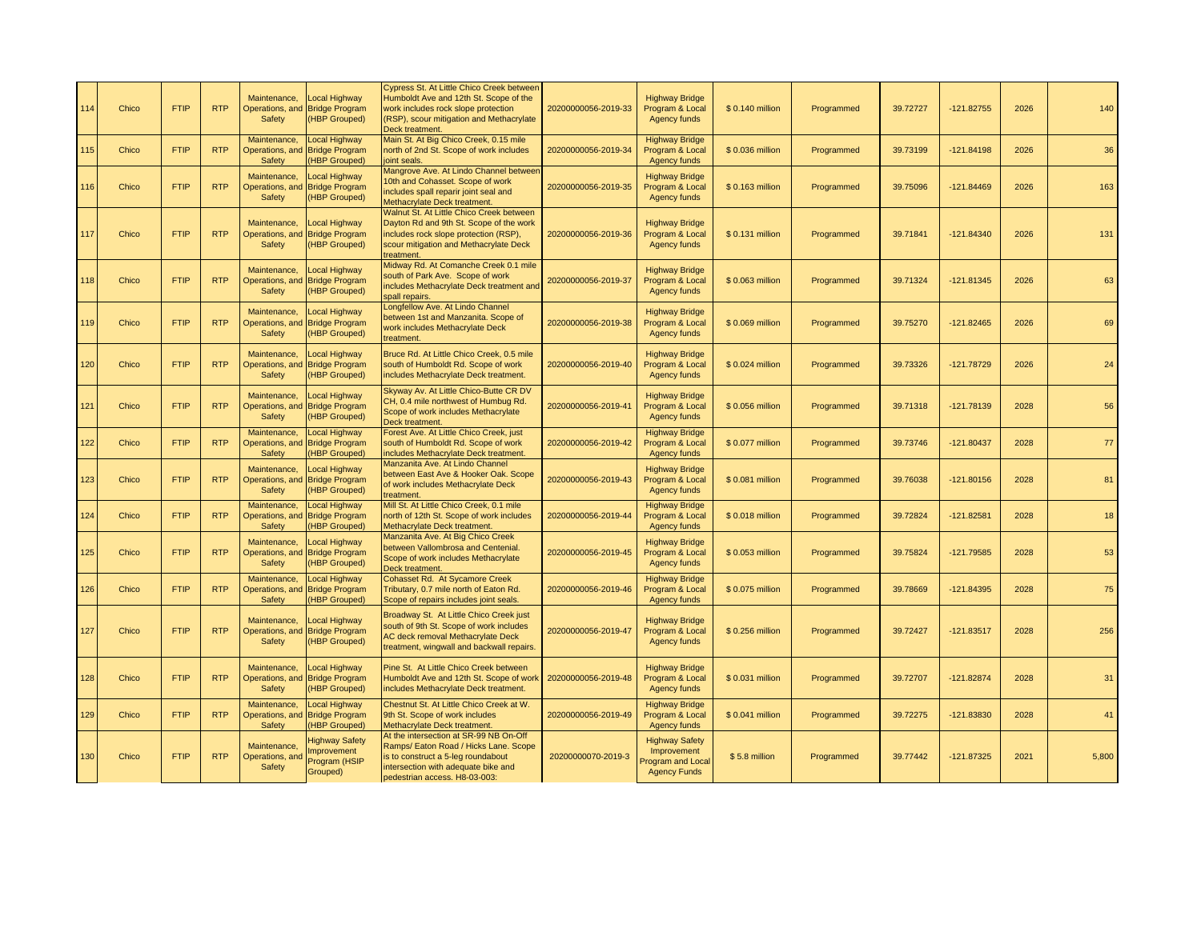| | | | | | | | | | | | | | |
|---|---|---|---|---|---|---|---|---|---|---|---|---|---|
| 114 | Chico | FTIP | RTP | Maintenance, Operations, and Safety | Local Highway Bridge Program (HBP Grouped) | Cypress St. At Little Chico Creek between Humboldt Ave and 12th St. Scope of the work includes rock slope protection (RSP), scour mitigation and Methacrylate Deck treatment. | 20200000056-2019-33 | Highway Bridge Program & Local Agency funds | $ 0.140 million | Programmed | 39.72727 | -121.82755 | 2026 | 140 |
| 115 | Chico | FTIP | RTP | Maintenance, Operations, and Safety | Local Highway Bridge Program (HBP Grouped) | Main St. At Big Chico Creek, 0.15 mile north of 2nd St. Scope of work includes joint seals. | 20200000056-2019-34 | Highway Bridge Program & Local Agency funds | $ 0.036 million | Programmed | 39.73199 | -121.84198 | 2026 | 36 |
| 116 | Chico | FTIP | RTP | Maintenance, Operations, and Safety | Local Highway Bridge Program (HBP Grouped) | Mangrove Ave. At Lindo Channel between 10th and Cohasset. Scope of work includes spall reparir joint seal and Methacrylate Deck treatment. | 20200000056-2019-35 | Highway Bridge Program & Local Agency funds | $ 0.163 million | Programmed | 39.75096 | -121.84469 | 2026 | 163 |
| 117 | Chico | FTIP | RTP | Maintenance, Operations, and Safety | Local Highway Bridge Program (HBP Grouped) | Walnut St. At Little Chico Creek between Dayton Rd and 9th St. Scope of the work includes rock slope protection (RSP), scour mitigation and Methacrylate Deck treatment. | 20200000056-2019-36 | Highway Bridge Program & Local Agency funds | $ 0.131 million | Programmed | 39.71841 | -121.84340 | 2026 | 131 |
| 118 | Chico | FTIP | RTP | Maintenance, Operations, and Safety | Local Highway Bridge Program (HBP Grouped) | Midway Rd. At Comanche Creek 0.1 mile south of Park Ave. Scope of work includes Methacrylate Deck treatment and spall repairs. | 20200000056-2019-37 | Highway Bridge Program & Local Agency funds | $ 0.063 million | Programmed | 39.71324 | -121.81345 | 2026 | 63 |
| 119 | Chico | FTIP | RTP | Maintenance, Operations, and Safety | Local Highway Bridge Program (HBP Grouped) | Longfellow Ave. At Lindo Channel between 1st and Manzanita. Scope of work includes Methacrylate Deck treatment. | 20200000056-2019-38 | Highway Bridge Program & Local Agency funds | $ 0.069 million | Programmed | 39.75270 | -121.82465 | 2026 | 69 |
| 120 | Chico | FTIP | RTP | Maintenance, Operations, and Safety | Local Highway Bridge Program (HBP Grouped) | Bruce Rd. At Little Chico Creek, 0.5 mile south of Humboldt Rd. Scope of work includes Methacrylate Deck treatment. | 20200000056-2019-40 | Highway Bridge Program & Local Agency funds | $ 0.024 million | Programmed | 39.73326 | -121.78729 | 2026 | 24 |
| 121 | Chico | FTIP | RTP | Maintenance, Operations, and Safety | Local Highway Bridge Program (HBP Grouped) | Skyway Av. At Little Chico-Butte CR DV CH, 0.4 mile northwest of Humbug Rd. Scope of work includes Methacrylate Deck treatment. | 20200000056-2019-41 | Highway Bridge Program & Local Agency funds | $ 0.056 million | Programmed | 39.71318 | -121.78139 | 2028 | 56 |
| 122 | Chico | FTIP | RTP | Maintenance, Operations, and Safety | Local Highway Bridge Program (HBP Grouped) | Forest Ave. At Little Chico Creek, just south of Humboldt Rd. Scope of work includes Methacrylate Deck treatment. | 20200000056-2019-42 | Highway Bridge Program & Local Agency funds | $ 0.077 million | Programmed | 39.73746 | -121.80437 | 2028 | 77 |
| 123 | Chico | FTIP | RTP | Maintenance, Operations, and Safety | Local Highway Bridge Program (HBP Grouped) | Manzanita Ave. At Lindo Channel between East Ave & Hooker Oak. Scope of work includes Methacrylate Deck treatment. | 20200000056-2019-43 | Highway Bridge Program & Local Agency funds | $ 0.081 million | Programmed | 39.76038 | -121.80156 | 2028 | 81 |
| 124 | Chico | FTIP | RTP | Maintenance, Operations, and Safety | Local Highway Bridge Program (HBP Grouped) | Mill St. At Little Chico Creek, 0.1 mile north of 12th St. Scope of work includes Methacrylate Deck treatment. | 20200000056-2019-44 | Highway Bridge Program & Local Agency funds | $ 0.018 million | Programmed | 39.72824 | -121.82581 | 2028 | 18 |
| 125 | Chico | FTIP | RTP | Maintenance, Operations, and Safety | Local Highway Bridge Program (HBP Grouped) | Manzanita Ave. At Big Chico Creek between Vallombrosa and Centenial. Scope of work includes Methacrylate Deck treatment. | 20200000056-2019-45 | Highway Bridge Program & Local Agency funds | $ 0.053 million | Programmed | 39.75824 | -121.79585 | 2028 | 53 |
| 126 | Chico | FTIP | RTP | Maintenance, Operations, and Safety | Local Highway Bridge Program (HBP Grouped) | Cohasset Rd. At Sycamore Creek Tributary, 0.7 mile north of Eaton Rd. Scope of repairs includes joint seals. | 20200000056-2019-46 | Highway Bridge Program & Local Agency funds | $ 0.075 million | Programmed | 39.78669 | -121.84395 | 2028 | 75 |
| 127 | Chico | FTIP | RTP | Maintenance, Operations, and Safety | Local Highway Bridge Program (HBP Grouped) | Broadway St. At Little Chico Creek just south of 9th St. Scope of work includes AC deck removal Methacrylate Deck treatment, wingwall and backwall repairs. | 20200000056-2019-47 | Highway Bridge Program & Local Agency funds | $ 0.256 million | Programmed | 39.72427 | -121.83517 | 2028 | 256 |
| 128 | Chico | FTIP | RTP | Maintenance, Operations, and Safety | Local Highway Bridge Program (HBP Grouped) | Pine St. At Little Chico Creek between Humboldt Ave and 12th St. Scope of work includes Methacrylate Deck treatment. | 20200000056-2019-48 | Highway Bridge Program & Local Agency funds | $ 0.031 million | Programmed | 39.72707 | -121.82874 | 2028 | 31 |
| 129 | Chico | FTIP | RTP | Maintenance, Operations, and Safety | Local Highway Bridge Program (HBP Grouped) | Chestnut St. At Little Chico Creek at W. 9th St. Scope of work includes Methacrylate Deck treatment. | 20200000056-2019-49 | Highway Bridge Program & Local Agency funds | $ 0.041 million | Programmed | 39.72275 | -121.83830 | 2028 | 41 |
| 130 | Chico | FTIP | RTP | Maintenance, Operations, and Safety | Highway Safety Improvement Program (HSIP Grouped) | At the intersection at SR-99 NB On-Off Ramps/ Eaton Road / Hicks Lane. Scope is to construct a 5-leg roundabout intersection with adequate bike and pedestrian access. H8-03-003: | 20200000070-2019-3 | Highway Safety Improvement Program and Local Agency Funds | $ 5.8 million | Programmed | 39.77442 | -121.87325 | 2021 | 5,800 |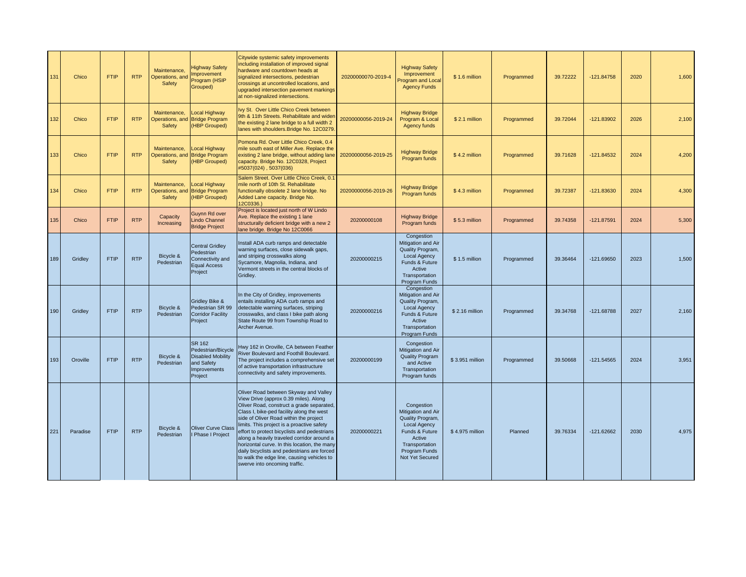| | | | | | | | | | | | | | | |
|---|---|---|---|---|---|---|---|---|---|---|---|---|---|---|
| 131 | Chico | FTIP | RTP | Maintenance, Operations, and Safety | Highway Safety Improvement Program (HSIP Grouped) | Citywide systemic safety improvements including installation of improved signal hardware and countdown heads at signalized intersections, pedestrian crossings at uncontrolled locations, and upgraded intersection pavement markings at non-signalized intersections. | 20200000070-2019-4 | Highway Safety Improvement Program and Local Agency Funds | $ 1.6 million | Programmed | 39.72222 | -121.84758 | 2020 | 1,600 |
| 132 | Chico | FTIP | RTP | Maintenance, Operations, and Safety | Local Highway Bridge Program (HBP Grouped) | Ivy St. Over Little Chico Creek between 9th & 11th Streets. Rehabilitate and widen the existing 2 lane bridge to a full width 2 lanes with shoulders.Bridge No. 12C0279. | 20200000056-2019-24 | Highway Bridge Program & Local Agency funds | $ 2.1 million | Programmed | 39.72044 | -121.83902 | 2026 | 2,100 |
| 133 | Chico | FTIP | RTP | Maintenance, Operations, and Safety | Local Highway Bridge Program (HBP Grouped) | Pomona Rd. Over Little Chico Creek, 0.4 mile south east of Miller Ave. Replace the existing 2 lane bridge, without adding lane capacity. Bridge No. 12C0328, Project #5037(024) , 5037(036) | 20200000056-2019-25 | Highway Bridge Program funds | $ 4.2 million | Programmed | 39.71628 | -121.84532 | 2024 | 4,200 |
| 134 | Chico | FTIP | RTP | Maintenance, Operations, and Safety | Local Highway Bridge Program (HBP Grouped) | Salem Street. Over Little Chico Creek, 0.1 mile north of 10th St. Rehabilitate functionally obsolete 2 lane bridge. No Added Lane capacity. Bridge No. 12C0336.) | 20200000056-2019-26 | Highway Bridge Program funds | $ 4.3 million | Programmed | 39.72387 | -121.83630 | 2024 | 4,300 |
| 135 | Chico | FTIP | RTP | Capacity Increasing | Guynn Rd over Lindo Channel Bridge Project | Project is located just north of W Lindo Ave. Replace the existing 1 lane structurally deficient bridge with a new 2 lane bridge. Bridge No 12C0066 | 20200000108 | Highway Bridge Program funds | $ 5.3 million | Programmed | 39.74358 | -121.87591 | 2024 | 5,300 |
| 189 | Gridley | FTIP | RTP | Bicycle & Pedestrian | Central Gridley Pedestrian Connectivity and Equal Access Project | Install ADA curb ramps and detectable warning surfaces, close sidewalk gaps, and striping crosswalks along Sycamore, Magnolia, Indiana, and Vermont streets in the central blocks of Gridley. | 20200000215 | Congestion Mitigation and Air Quality Program, Local Agency Funds & Future Active Transportation Program Funds | $ 1.5 million | Programmed | 39.36464 | -121.69650 | 2023 | 1,500 |
| 190 | Gridley | FTIP | RTP | Bicycle & Pedestrian | Gridley Bike & Pedestrian SR 99 Corridor Facility Project | In the City of Gridley, improvements entails installing ADA curb ramps and detectable warning surfaces, striping crosswalks, and class I bike path along State Route 99 from Township Road to Archer Avenue. | 20200000216 | Congestion Mitigation and Air Quality Program, Local Agency Funds & Future Active Transportation Program Funds | $ 2.16 million | Programmed | 39.34768 | -121.68788 | 2027 | 2,160 |
| 193 | Oroville | FTIP | RTP | Bicycle & Pedestrian | SR 162 Pedestrian/Bicycle Disabled Mobility and Safety Improvements Project | Hwy 162 in Oroville, CA between Feather River Boulevard and Foothill Boulevard. The project includes a comprehensive set of active transportation infrastructure connectivity and safety improvements. | 20200000199 | Congestion Mitigation and Air Quality Program and Active Transportation Program funds | $ 3.951 million | Programmed | 39.50668 | -121.54565 | 2024 | 3,951 |
| 221 | Paradise | FTIP | RTP | Bicycle & Pedestrian | Oliver Curve Class I Phase I Project | Oliver Road between Skyway and Valley View Drive (approx 0.39 miles). Along Oliver Road, construct a grade separated, Class I, bike-ped facility along the west side of Oliver Road within the project limits. This project is a proactive safety effort to protect bicyclists and pedestrians along a heavily traveled corridor around a horizontal curve. In this location, the many daily bicyclists and pedestrians are forced to walk the edge line, causing vehicles to swerve into oncoming traffic. | 20200000221 | Congestion Mitigation and Air Quality Program, Local Agency Funds & Future Active Transportation Program Funds Not Yet Secured | $ 4.975 million | Planned | 39.76334 | -121.62662 | 2030 | 4,975 |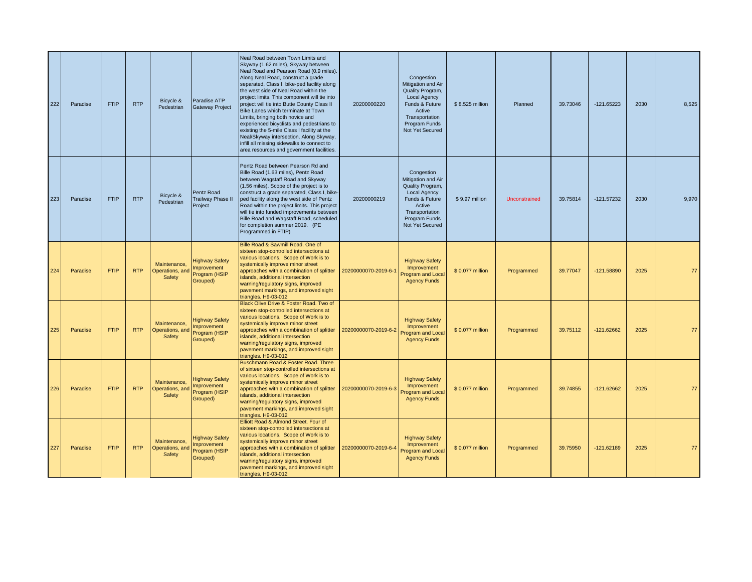| 222 | Paradise | FTIP | RTP | Bicycle & Pedestrian | Paradise ATP Gateway Project | Neal Road between Town Limits and Skyway (1.62 miles), Skyway between Neal Road and Pearson Road (0.9 miles). Along Neal Road, construct a grade separated, Class I, bike-ped facility along the west side of Neal Road within the project limits. This component will tie into project will tie into Butte County Class II Bike Lanes which terminate at Town Limits, bringing both novice and experienced bicyclists and pedestrians to existing the 5-mile Class I facility at the Neal/Skyway intersection. Along Skyway, infill all missing sidewalks to connect to area resources and government facilities. | 20200000220 | Congestion Mitigation and Air Quality Program, Local Agency Funds & Future Active Transportation Program Funds Not Yet Secured | $ 8.525 million | Planned | 39.73046 | -121.65223 | 2030 | 8,525 |
|---|---|---|---|---|---|---|---|---|---|---|---|---|---|---|
| 223 | Paradise | FTIP | RTP | Bicycle & Pedestrian | Pentz Road Trailway Phase II Project | Pentz Road between Pearson Rd and Bille Road (1.63 miles), Pentz Road between Wagstaff Road and Skyway (1.56 miles). Scope of the project is to construct a grade separated, Class I, bike-ped facility along the west side of Pentz Road within the project limits. This project will tie into funded improvements between Bille Road and Wagstaff Road, scheduled for completion summer 2019. (PE Programmed in FTIP) | 20200000219 | Congestion Mitigation and Air Quality Program, Local Agency Funds & Future Active Transportation Program Funds Not Yet Secured | $ 9.97 million | Unconstrained | 39.75814 | -121.57232 | 2030 | 9,970 |
| 224 | Paradise | FTIP | RTP | Maintenance, Operations, and Safety | Highway Safety Improvement Program (HSIP Grouped) | Bille Road & Sawmill Road. One of sixteen stop-controlled intersections at various locations. Scope of Work is to systemically improve minor street approaches with a combination of splitter islands, additional intersection warning/regulatory signs, improved pavement markings, and improved sight triangles. H9-03-012 | 20200000070-2019-6-1 | Highway Safety Improvement Program and Local Agency Funds | $ 0.077 million | Programmed | 39.77047 | -121.58890 | 2025 | 77 |
| 225 | Paradise | FTIP | RTP | Maintenance, Operations, and Safety | Highway Safety Improvement Program (HSIP Grouped) | Black Olive Drive & Foster Road. Two of sixteen stop-controlled intersections at various locations. Scope of Work is to systemically improve minor street approaches with a combination of splitter islands, additional intersection warning/regulatory signs, improved pavement markings, and improved sight triangles. H9-03-012 | 20200000070-2019-6-2 | Highway Safety Improvement Program and Local Agency Funds | $ 0.077 million | Programmed | 39.75112 | -121.62662 | 2025 | 77 |
| 226 | Paradise | FTIP | RTP | Maintenance, Operations, and Safety | Highway Safety Improvement Program (HSIP Grouped) | Buschmann Road & Foster Road. Three of sixteen stop-controlled intersections at various locations. Scope of Work is to systemically improve minor street approaches with a combination of splitter islands, additional intersection warning/regulatory signs, improved pavement markings, and improved sight triangles. H9-03-012 | 20200000070-2019-6-3 | Highway Safety Improvement Program and Local Agency Funds | $ 0.077 million | Programmed | 39.74855 | -121.62662 | 2025 | 77 |
| 227 | Paradise | FTIP | RTP | Maintenance, Operations, and Safety | Highway Safety Improvement Program (HSIP Grouped) | Elliott Road & Almond Street. Four of sixteen stop-controlled intersections at various locations. Scope of Work is to systemically improve minor street approaches with a combination of splitter islands, additional intersection warning/regulatory signs, improved pavement markings, and improved sight triangles. H9-03-012 | 20200000070-2019-6-4 | Highway Safety Improvement Program and Local Agency Funds | $ 0.077 million | Programmed | 39.75950 | -121.62189 | 2025 | 77 |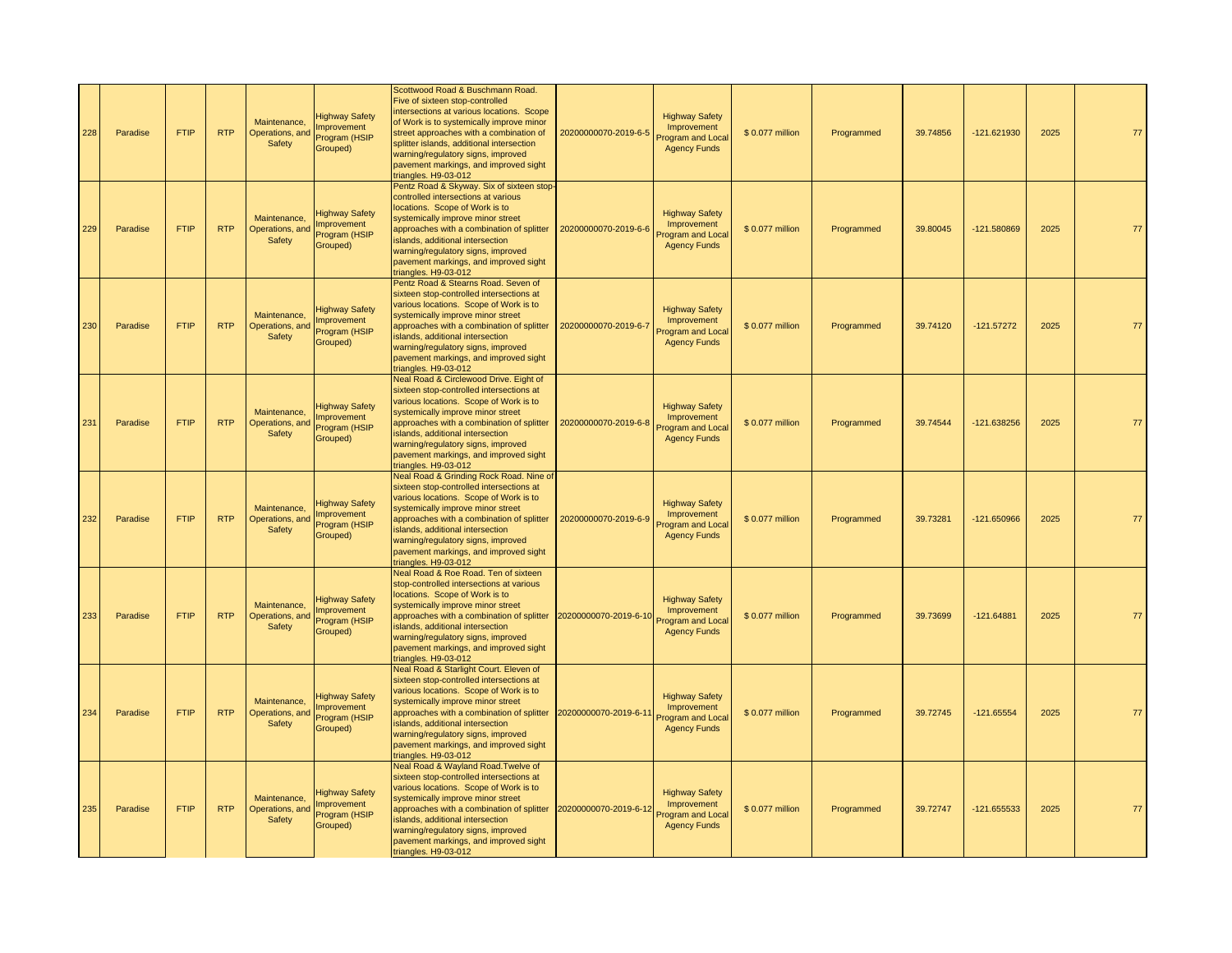| 228 | Paradise | FTIP | RTP | Maintenance, Operations, and Safety | Highway Safety Improvement Program (HSIP Grouped) | Scottwood Road & Buschmann Road. Five of sixteen stop-controlled intersections at various locations. Scope of Work is to systemically improve minor street approaches with a combination of splitter islands, additional intersection warning/regulatory signs, improved pavement markings, and improved sight triangles. H9-03-012 | 20200000070-2019-6-5 | Highway Safety Improvement Program and Local Agency Funds | $ 0.077 million | Programmed | 39.74856 | -121.621930 | 2025 | 77 |
|---|---|---|---|---|---|---|---|---|---|---|---|---|---|---|
| 229 | Paradise | FTIP | RTP | Maintenance, Operations, and Safety | Highway Safety Improvement Program (HSIP Grouped) | Pentz Road & Skyway. Six of sixteen stop-controlled intersections at various locations. Scope of Work is to systemically improve minor street approaches with a combination of splitter islands, additional intersection warning/regulatory signs, improved pavement markings, and improved sight triangles. H9-03-012 | 20200000070-2019-6-6 | Highway Safety Improvement Program and Local Agency Funds | $ 0.077 million | Programmed | 39.80045 | -121.580869 | 2025 | 77 |
| 230 | Paradise | FTIP | RTP | Maintenance, Operations, and Safety | Highway Safety Improvement Program (HSIP Grouped) | Pentz Road & Stearns Road. Seven of sixteen stop-controlled intersections at various locations. Scope of Work is to systemically improve minor street approaches with a combination of splitter islands, additional intersection warning/regulatory signs, improved pavement markings, and improved sight triangles. H9-03-012 | 20200000070-2019-6-7 | Highway Safety Improvement Program and Local Agency Funds | $ 0.077 million | Programmed | 39.74120 | -121.57272 | 2025 | 77 |
| 231 | Paradise | FTIP | RTP | Maintenance, Operations, and Safety | Highway Safety Improvement Program (HSIP Grouped) | Neal Road & Circlewood Drive. Eight of sixteen stop-controlled intersections at various locations. Scope of Work is to systemically improve minor street approaches with a combination of splitter islands, additional intersection warning/regulatory signs, improved pavement markings, and improved sight triangles. H9-03-012 | 20200000070-2019-6-8 | Highway Safety Improvement Program and Local Agency Funds | $ 0.077 million | Programmed | 39.74544 | -121.638256 | 2025 | 77 |
| 232 | Paradise | FTIP | RTP | Maintenance, Operations, and Safety | Highway Safety Improvement Program (HSIP Grouped) | Neal Road & Grinding Rock Road. Nine of sixteen stop-controlled intersections at various locations. Scope of Work is to systemically improve minor street approaches with a combination of splitter islands, additional intersection warning/regulatory signs, improved pavement markings, and improved sight triangles. H9-03-012 | 20200000070-2019-6-9 | Highway Safety Improvement Program and Local Agency Funds | $ 0.077 million | Programmed | 39.73281 | -121.650966 | 2025 | 77 |
| 233 | Paradise | FTIP | RTP | Maintenance, Operations, and Safety | Highway Safety Improvement Program (HSIP Grouped) | Neal Road & Roe Road. Ten of sixteen stop-controlled intersections at various locations. Scope of Work is to systemically improve minor street approaches with a combination of splitter islands, additional intersection warning/regulatory signs, improved pavement markings, and improved sight triangles. H9-03-012 | 20200000070-2019-6-10 | Highway Safety Improvement Program and Local Agency Funds | $ 0.077 million | Programmed | 39.73699 | -121.64881 | 2025 | 77 |
| 234 | Paradise | FTIP | RTP | Maintenance, Operations, and Safety | Highway Safety Improvement Program (HSIP Grouped) | Neal Road & Starlight Court. Eleven of sixteen stop-controlled intersections at various locations. Scope of Work is to systemically improve minor street approaches with a combination of splitter islands, additional intersection warning/regulatory signs, improved pavement markings, and improved sight triangles. H9-03-012 | 20200000070-2019-6-11 | Highway Safety Improvement Program and Local Agency Funds | $ 0.077 million | Programmed | 39.72745 | -121.65554 | 2025 | 77 |
| 235 | Paradise | FTIP | RTP | Maintenance, Operations, and Safety | Highway Safety Improvement Program (HSIP Grouped) | Neal Road & Wayland Road.Twelve of sixteen stop-controlled intersections at various locations. Scope of Work is to systemically improve minor street approaches with a combination of splitter islands, additional intersection warning/regulatory signs, improved pavement markings, and improved sight triangles. H9-03-012 | 20200000070-2019-6-12 | Highway Safety Improvement Program and Local Agency Funds | $ 0.077 million | Programmed | 39.72747 | -121.655533 | 2025 | 77 |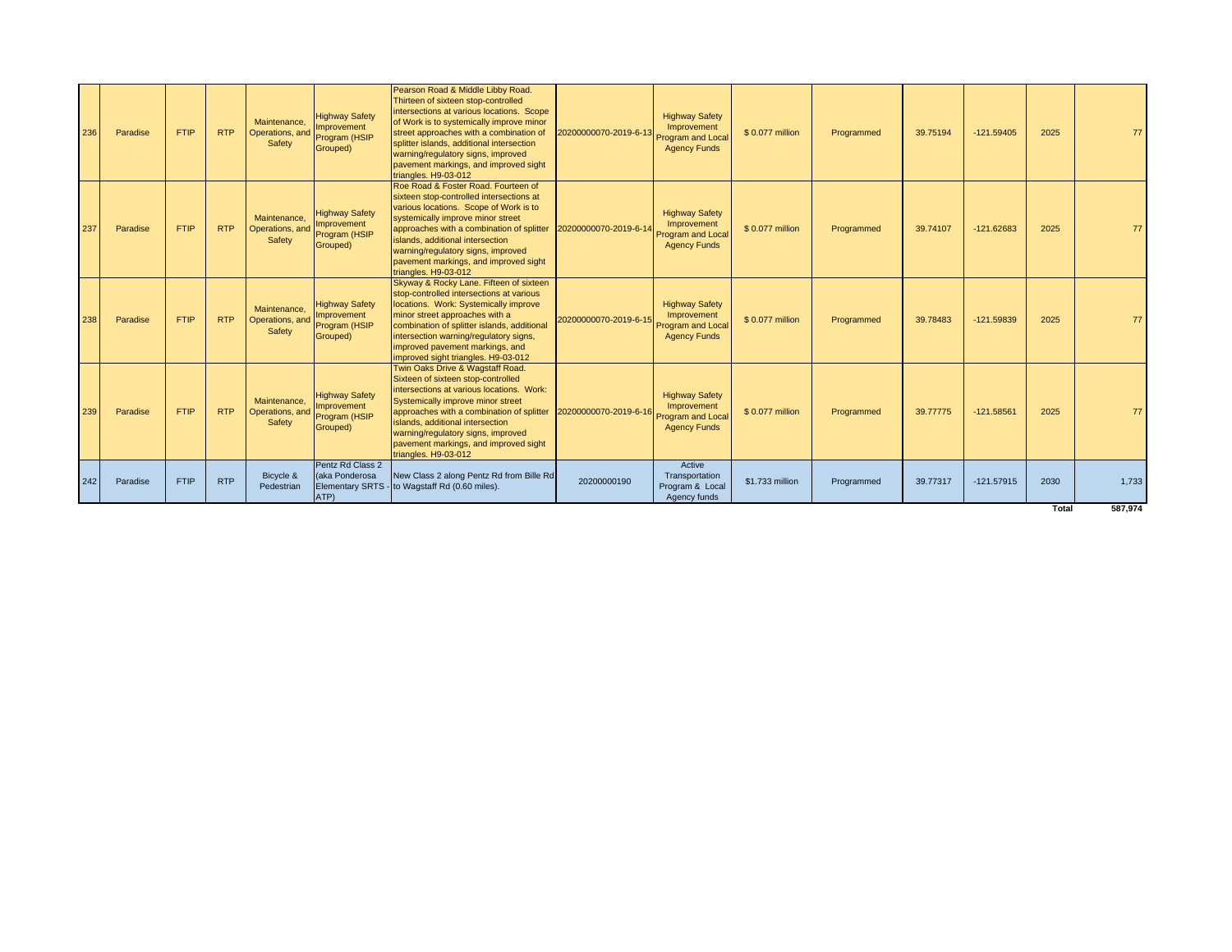| | | | | | | | | | | | | | | |
|---|---|---|---|---|---|---|---|---|---|---|---|---|---|---|
| 236 | Paradise | FTIP | RTP | Maintenance, Operations, and Safety | Highway Safety Improvement Program (HSIP Grouped) | Pearson Road & Middle Libby Road. Thirteen of sixteen stop-controlled intersections at various locations. Scope of Work is to systemically improve minor street approaches with a combination of splitter islands, additional intersection warning/regulatory signs, improved pavement markings, and improved sight triangles. H9-03-012 | 20200000070-2019-6-13 | Highway Safety Improvement Program and Local Agency Funds | $ 0.077 million | Programmed | 39.75194 | -121.59405 | 2025 | 77 |
| 237 | Paradise | FTIP | RTP | Maintenance, Operations, and Safety | Highway Safety Improvement Program (HSIP Grouped) | Roe Road & Foster Road. Fourteen of sixteen stop-controlled intersections at various locations. Scope of Work is to systemically improve minor street approaches with a combination of splitter islands, additional intersection warning/regulatory signs, improved pavement markings, and improved sight triangles. H9-03-012 | 20200000070-2019-6-14 | Highway Safety Improvement Program and Local Agency Funds | $ 0.077 million | Programmed | 39.74107 | -121.62683 | 2025 | 77 |
| 238 | Paradise | FTIP | RTP | Maintenance, Operations, and Safety | Highway Safety Improvement Program (HSIP Grouped) | Skyway & Rocky Lane. Fifteen of sixteen stop-controlled intersections at various locations. Work: Systemically improve minor street approaches with a combination of splitter islands, additional intersection warning/regulatory signs, improved pavement markings, and improved sight triangles. H9-03-012 | 20200000070-2019-6-15 | Highway Safety Improvement Program and Local Agency Funds | $ 0.077 million | Programmed | 39.78483 | -121.59839 | 2025 | 77 |
| 239 | Paradise | FTIP | RTP | Maintenance, Operations, and Safety | Highway Safety Improvement Program (HSIP Grouped) | Twin Oaks Drive & Wagstaff Road. Sixteen of sixteen stop-controlled intersections at various locations. Work: Systemically improve minor street approaches with a combination of splitter islands, additional intersection warning/regulatory signs, improved pavement markings, and improved sight triangles. H9-03-012 | 20200000070-2019-6-16 | Highway Safety Improvement Program and Local Agency Funds | $ 0.077 million | Programmed | 39.77775 | -121.58561 | 2025 | 77 |
| 242 | Paradise | FTIP | RTP | Bicycle & Pedestrian | Pentz Rd Class 2 (aka Ponderosa Elementary SRTS - ATP) | New Class 2 along Pentz Rd from Bille Rd to Wagstaff Rd (0.60 miles). | 20200000190 | Active Transportation Program & Local Agency funds | $1.733 million | Programmed | 39.77317 | -121.57915 | 2030 | 1,733 |
| | | | | | | | | | | | | | **Total** | **587,974** |